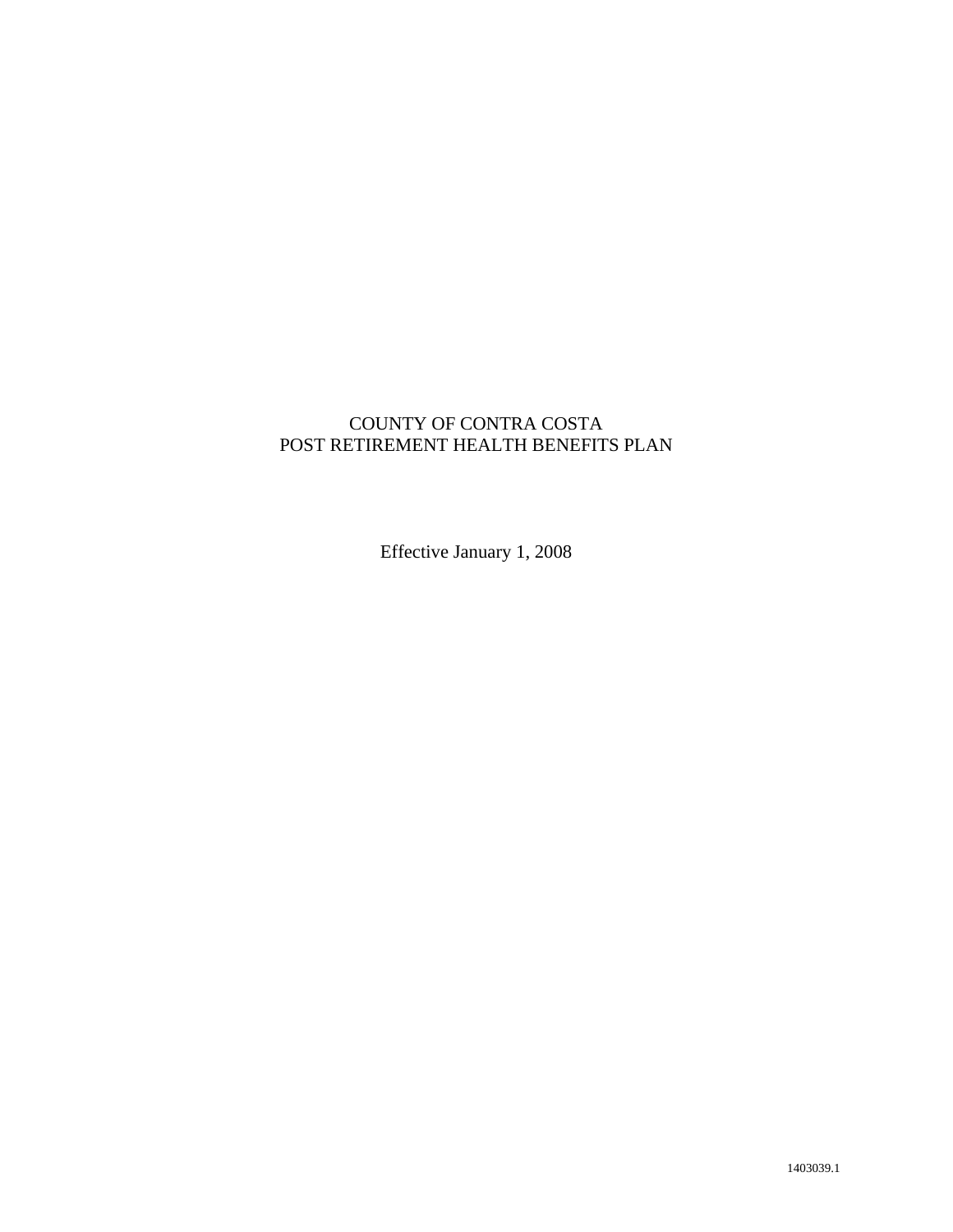# COUNTY OF CONTRA COSTA
# POST RETIREMENT HEALTH BENEFITS PLAN

Effective January 1, 2008

1403039.1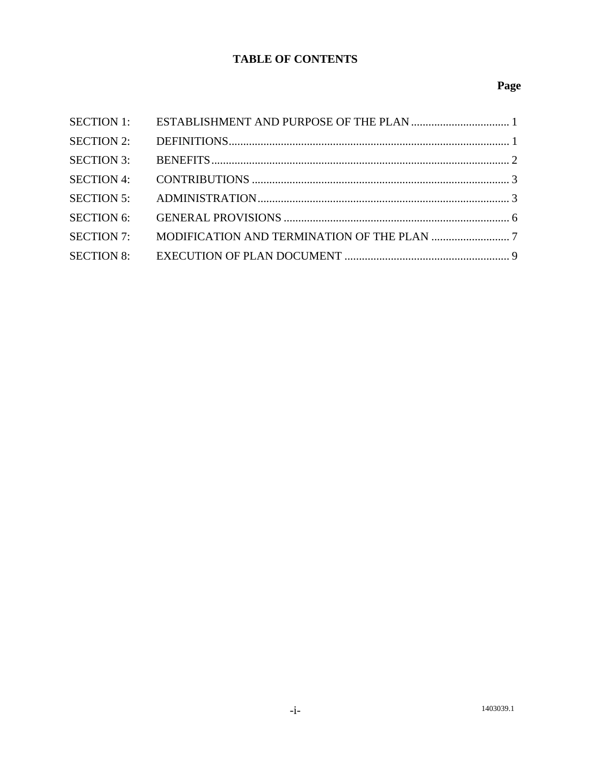# TABLE OF CONTENTS

| | | Page |
|---|---|---|
| SECTION 1: | ESTABLISHMENT AND PURPOSE OF THE PLAN | 1 |
| SECTION 2: | DEFINITIONS | 1 |
| SECTION 3: | BENEFITS | 2 |
| SECTION 4: | CONTRIBUTIONS | 3 |
| SECTION 5: | ADMINISTRATION | 3 |
| SECTION 6: | GENERAL PROVISIONS | 6 |
| SECTION 7: | MODIFICATION AND TERMINATION OF THE PLAN | 7 |
| SECTION 8: | EXECUTION OF PLAN DOCUMENT | 9 |

1403039.1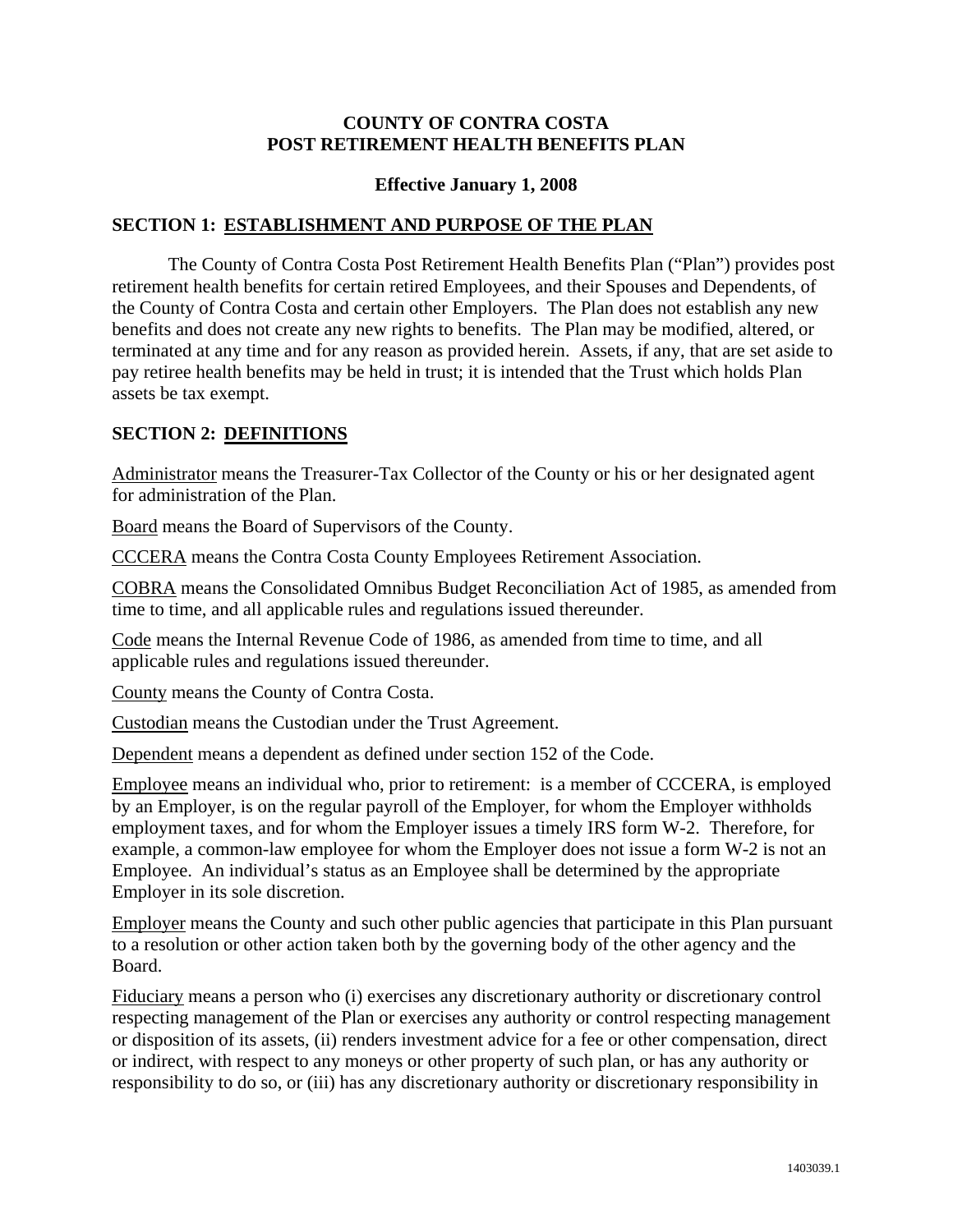# COUNTY OF CONTRA COSTA
# POST RETIREMENT HEALTH BENEFITS PLAN

**Effective January 1, 2008**

## SECTION 1: ESTABLISHMENT AND PURPOSE OF THE PLAN

The County of Contra Costa Post Retirement Health Benefits Plan ("Plan") provides post retirement health benefits for certain retired Employees, and their Spouses and Dependents, of the County of Contra Costa and certain other Employers. The Plan does not establish any new benefits and does not create any new rights to benefits. The Plan may be modified, altered, or terminated at any time and for any reason as provided herein. Assets, if any, that are set aside to pay retiree health benefits may be held in trust; it is intended that the Trust which holds Plan assets be tax exempt.

## SECTION 2: DEFINITIONS

Administrator means the Treasurer-Tax Collector of the County or his or her designated agent for administration of the Plan.

Board means the Board of Supervisors of the County.

CCCERA means the Contra Costa County Employees Retirement Association.

COBRA means the Consolidated Omnibus Budget Reconciliation Act of 1985, as amended from time to time, and all applicable rules and regulations issued thereunder.

Code means the Internal Revenue Code of 1986, as amended from time to time, and all applicable rules and regulations issued thereunder.

County means the County of Contra Costa.

Custodian means the Custodian under the Trust Agreement.

Dependent means a dependent as defined under section 152 of the Code.

Employee means an individual who, prior to retirement: is a member of CCCERA, is employed by an Employer, is on the regular payroll of the Employer, for whom the Employer withholds employment taxes, and for whom the Employer issues a timely IRS form W-2. Therefore, for example, a common-law employee for whom the Employer does not issue a form W-2 is not an Employee. An individual's status as an Employee shall be determined by the appropriate Employer in its sole discretion.

Employer means the County and such other public agencies that participate in this Plan pursuant to a resolution or other action taken both by the governing body of the other agency and the Board.

Fiduciary means a person who (i) exercises any discretionary authority or discretionary control respecting management of the Plan or exercises any authority or control respecting management or disposition of its assets, (ii) renders investment advice for a fee or other compensation, direct or indirect, with respect to any moneys or other property of such plan, or has any authority or responsibility to do so, or (iii) has any discretionary authority or discretionary responsibility in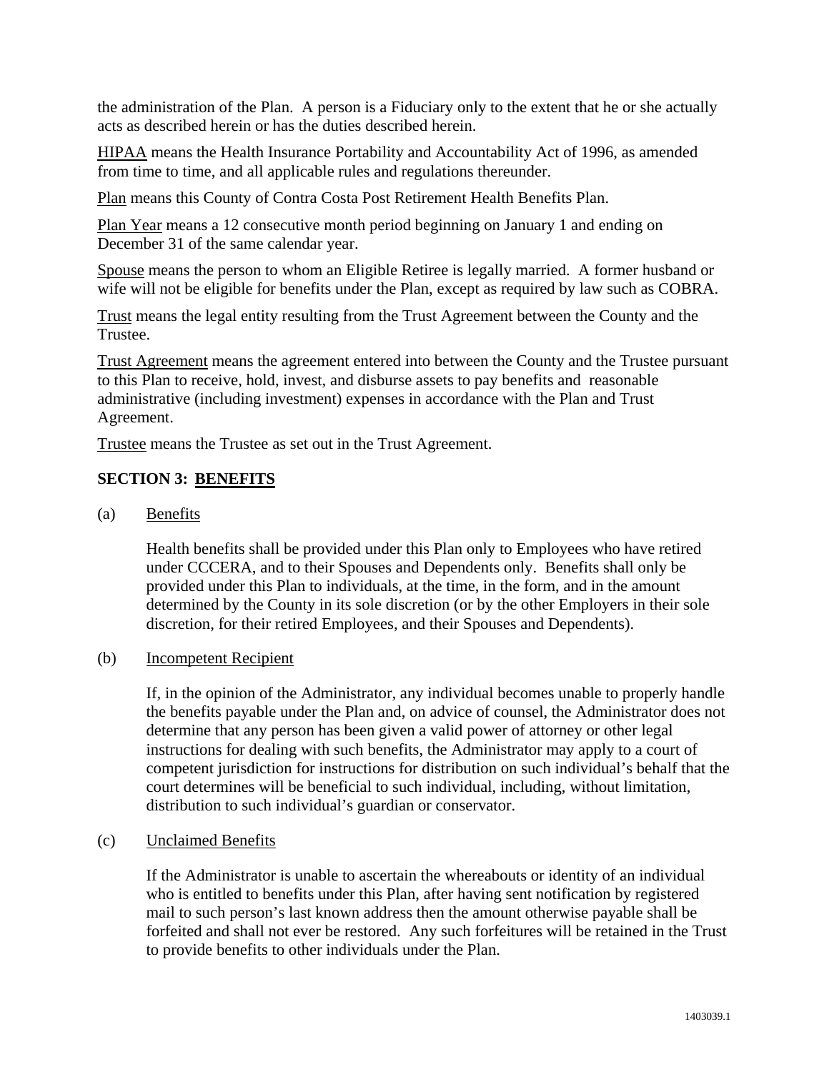the administration of the Plan. A person is a Fiduciary only to the extent that he or she actually acts as described herein or has the duties described herein.

<u>HIPAA</u> means the Health Insurance Portability and Accountability Act of 1996, as amended from time to time, and all applicable rules and regulations thereunder.

<u>Plan</u> means this County of Contra Costa Post Retirement Health Benefits Plan.

<u>Plan Year</u> means a 12 consecutive month period beginning on January 1 and ending on December 31 of the same calendar year.

<u>Spouse</u> means the person to whom an Eligible Retiree is legally married. A former husband or wife will not be eligible for benefits under the Plan, except as required by law such as COBRA.

<u>Trust</u> means the legal entity resulting from the Trust Agreement between the County and the Trustee.

<u>Trust Agreement</u> means the agreement entered into between the County and the Trustee pursuant to this Plan to receive, hold, invest, and disburse assets to pay benefits and reasonable administrative (including investment) expenses in accordance with the Plan and Trust Agreement.

<u>Trustee</u> means the Trustee as set out in the Trust Agreement.

## SECTION 3: BENEFITS

(a) <u>Benefits</u>

Health benefits shall be provided under this Plan only to Employees who have retired under CCCERA, and to their Spouses and Dependents only. Benefits shall only be provided under this Plan to individuals, at the time, in the form, and in the amount determined by the County in its sole discretion (or by the other Employers in their sole discretion, for their retired Employees, and their Spouses and Dependents).

(b) <u>Incompetent Recipient</u>

If, in the opinion of the Administrator, any individual becomes unable to properly handle the benefits payable under the Plan and, on advice of counsel, the Administrator does not determine that any person has been given a valid power of attorney or other legal instructions for dealing with such benefits, the Administrator may apply to a court of competent jurisdiction for instructions for distribution on such individual's behalf that the court determines will be beneficial to such individual, including, without limitation, distribution to such individual's guardian or conservator.

(c) <u>Unclaimed Benefits</u>

If the Administrator is unable to ascertain the whereabouts or identity of an individual who is entitled to benefits under this Plan, after having sent notification by registered mail to such person's last known address then the amount otherwise payable shall be forfeited and shall not ever be restored. Any such forfeitures will be retained in the Trust to provide benefits to other individuals under the Plan.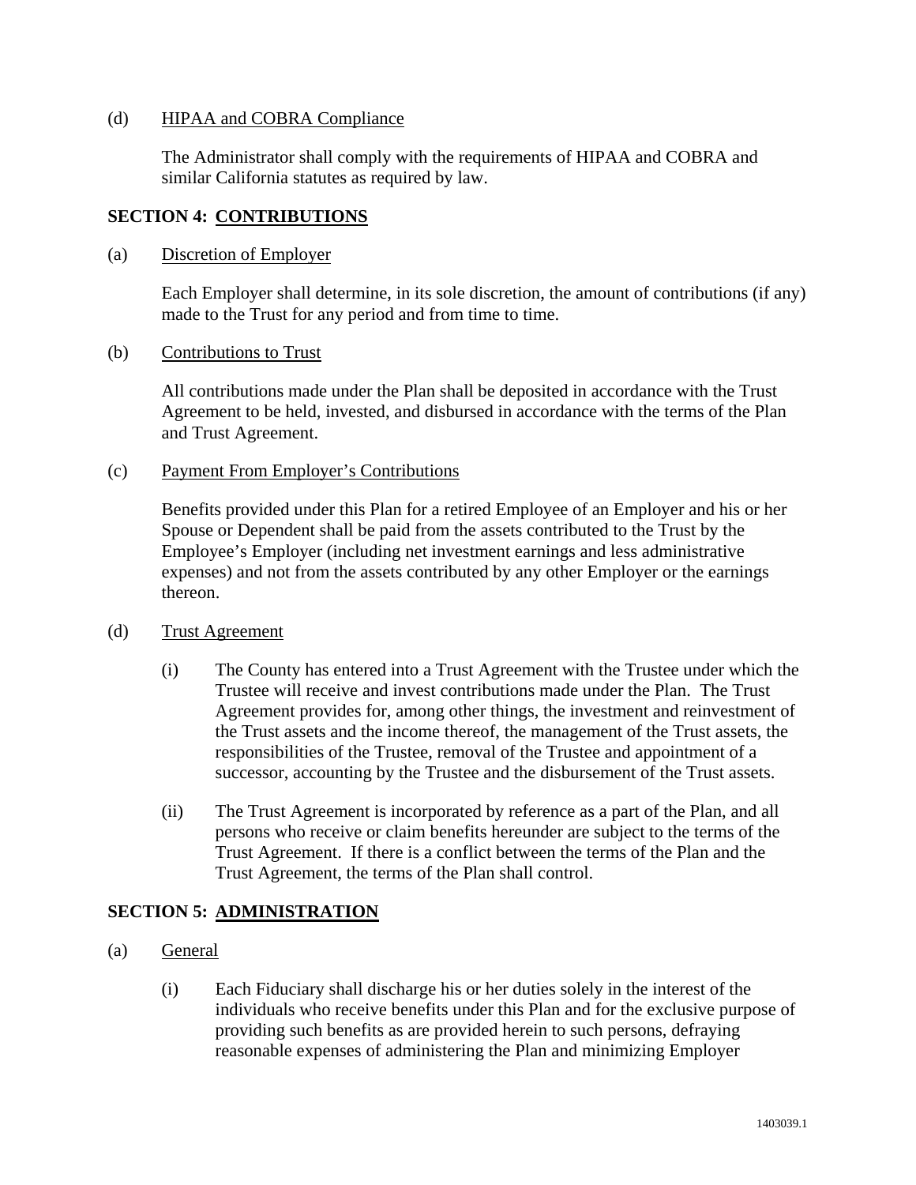(d) <u>HIPAA and COBRA Compliance</u>

The Administrator shall comply with the requirements of HIPAA and COBRA and similar California statutes as required by law.

## SECTION 4: <u>CONTRIBUTIONS</u>

(a) <u>Discretion of Employer</u>

Each Employer shall determine, in its sole discretion, the amount of contributions (if any) made to the Trust for any period and from time to time.

(b) <u>Contributions to Trust</u>

All contributions made under the Plan shall be deposited in accordance with the Trust Agreement to be held, invested, and disbursed in accordance with the terms of the Plan and Trust Agreement.

(c) <u>Payment From Employer's Contributions</u>

Benefits provided under this Plan for a retired Employee of an Employer and his or her Spouse or Dependent shall be paid from the assets contributed to the Trust by the Employee's Employer (including net investment earnings and less administrative expenses) and not from the assets contributed by any other Employer or the earnings thereon.

(d) <u>Trust Agreement</u>

(i) The County has entered into a Trust Agreement with the Trustee under which the Trustee will receive and invest contributions made under the Plan. The Trust Agreement provides for, among other things, the investment and reinvestment of the Trust assets and the income thereof, the management of the Trust assets, the responsibilities of the Trustee, removal of the Trustee and appointment of a successor, accounting by the Trustee and the disbursement of the Trust assets.

(ii) The Trust Agreement is incorporated by reference as a part of the Plan, and all persons who receive or claim benefits hereunder are subject to the terms of the Trust Agreement. If there is a conflict between the terms of the Plan and the Trust Agreement, the terms of the Plan shall control.

## SECTION 5: <u>ADMINISTRATION</u>

(a) <u>General</u>

(i) Each Fiduciary shall discharge his or her duties solely in the interest of the individuals who receive benefits under this Plan and for the exclusive purpose of providing such benefits as are provided herein to such persons, defraying reasonable expenses of administering the Plan and minimizing Employer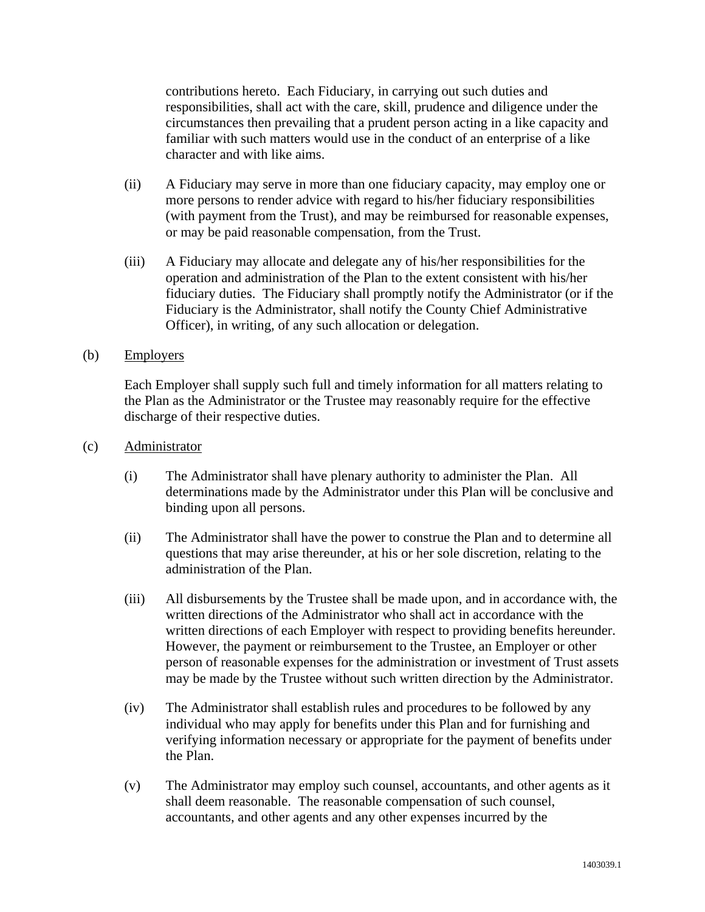contributions hereto. Each Fiduciary, in carrying out such duties and responsibilities, shall act with the care, skill, prudence and diligence under the circumstances then prevailing that a prudent person acting in a like capacity and familiar with such matters would use in the conduct of an enterprise of a like character and with like aims.

(ii) A Fiduciary may serve in more than one fiduciary capacity, may employ one or more persons to render advice with regard to his/her fiduciary responsibilities (with payment from the Trust), and may be reimbursed for reasonable expenses, or may be paid reasonable compensation, from the Trust.

(iii) A Fiduciary may allocate and delegate any of his/her responsibilities for the operation and administration of the Plan to the extent consistent with his/her fiduciary duties. The Fiduciary shall promptly notify the Administrator (or if the Fiduciary is the Administrator, shall notify the County Chief Administrative Officer), in writing, of any such allocation or delegation.

(b) Employers

Each Employer shall supply such full and timely information for all matters relating to the Plan as the Administrator or the Trustee may reasonably require for the effective discharge of their respective duties.

(c) Administrator

(i) The Administrator shall have plenary authority to administer the Plan. All determinations made by the Administrator under this Plan will be conclusive and binding upon all persons.

(ii) The Administrator shall have the power to construe the Plan and to determine all questions that may arise thereunder, at his or her sole discretion, relating to the administration of the Plan.

(iii) All disbursements by the Trustee shall be made upon, and in accordance with, the written directions of the Administrator who shall act in accordance with the written directions of each Employer with respect to providing benefits hereunder. However, the payment or reimbursement to the Trustee, an Employer or other person of reasonable expenses for the administration or investment of Trust assets may be made by the Trustee without such written direction by the Administrator.

(iv) The Administrator shall establish rules and procedures to be followed by any individual who may apply for benefits under this Plan and for furnishing and verifying information necessary or appropriate for the payment of benefits under the Plan.

(v) The Administrator may employ such counsel, accountants, and other agents as it shall deem reasonable. The reasonable compensation of such counsel, accountants, and other agents and any other expenses incurred by the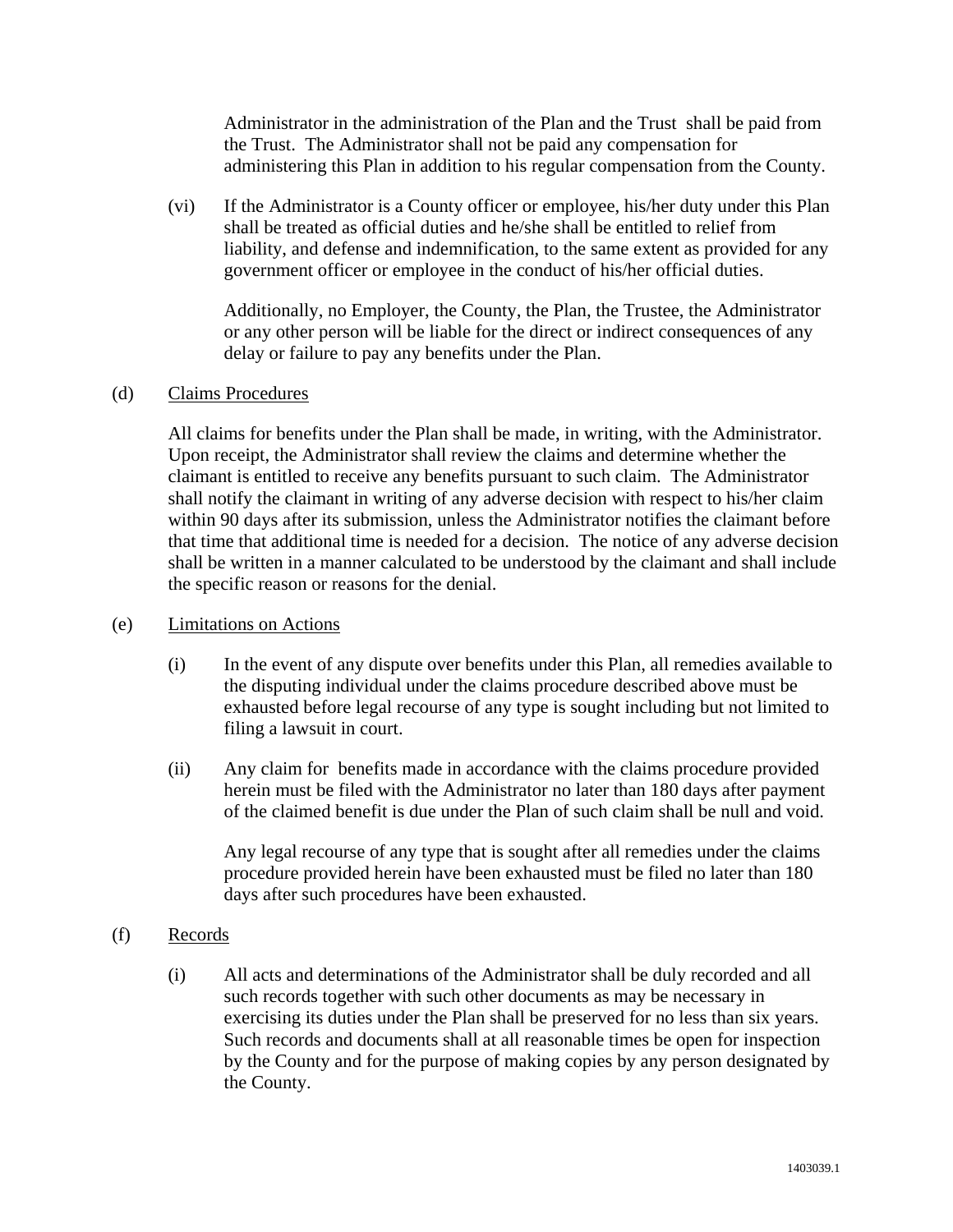Administrator in the administration of the Plan and the Trust shall be paid from the Trust. The Administrator shall not be paid any compensation for administering this Plan in addition to his regular compensation from the County.

(vi) If the Administrator is a County officer or employee, his/her duty under this Plan shall be treated as official duties and he/she shall be entitled to relief from liability, and defense and indemnification, to the same extent as provided for any government officer or employee in the conduct of his/her official duties.

Additionally, no Employer, the County, the Plan, the Trustee, the Administrator or any other person will be liable for the direct or indirect consequences of any delay or failure to pay any benefits under the Plan.

(d) Claims Procedures

All claims for benefits under the Plan shall be made, in writing, with the Administrator. Upon receipt, the Administrator shall review the claims and determine whether the claimant is entitled to receive any benefits pursuant to such claim. The Administrator shall notify the claimant in writing of any adverse decision with respect to his/her claim within 90 days after its submission, unless the Administrator notifies the claimant before that time that additional time is needed for a decision. The notice of any adverse decision shall be written in a manner calculated to be understood by the claimant and shall include the specific reason or reasons for the denial.

(e) Limitations on Actions

(i) In the event of any dispute over benefits under this Plan, all remedies available to the disputing individual under the claims procedure described above must be exhausted before legal recourse of any type is sought including but not limited to filing a lawsuit in court.

(ii) Any claim for benefits made in accordance with the claims procedure provided herein must be filed with the Administrator no later than 180 days after payment of the claimed benefit is due under the Plan of such claim shall be null and void.

Any legal recourse of any type that is sought after all remedies under the claims procedure provided herein have been exhausted must be filed no later than 180 days after such procedures have been exhausted.

(f) Records

(i) All acts and determinations of the Administrator shall be duly recorded and all such records together with such other documents as may be necessary in exercising its duties under the Plan shall be preserved for no less than six years. Such records and documents shall at all reasonable times be open for inspection by the County and for the purpose of making copies by any person designated by the County.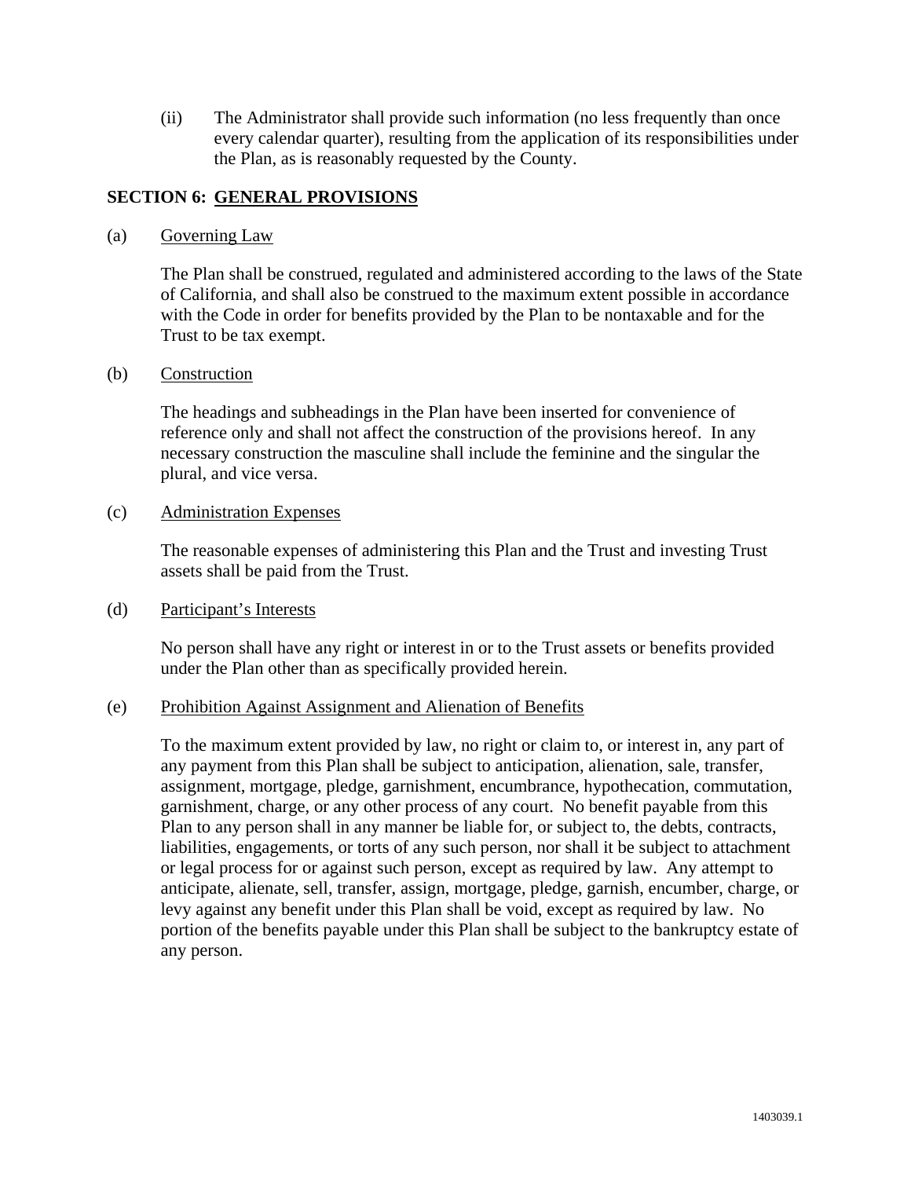(ii) The Administrator shall provide such information (no less frequently than once every calendar quarter), resulting from the application of its responsibilities under the Plan, as is reasonably requested by the County.

## SECTION 6: GENERAL PROVISIONS

(a) Governing Law

The Plan shall be construed, regulated and administered according to the laws of the State of California, and shall also be construed to the maximum extent possible in accordance with the Code in order for benefits provided by the Plan to be nontaxable and for the Trust to be tax exempt.

(b) Construction

The headings and subheadings in the Plan have been inserted for convenience of reference only and shall not affect the construction of the provisions hereof. In any necessary construction the masculine shall include the feminine and the singular the plural, and vice versa.

(c) Administration Expenses

The reasonable expenses of administering this Plan and the Trust and investing Trust assets shall be paid from the Trust.

(d) Participant's Interests

No person shall have any right or interest in or to the Trust assets or benefits provided under the Plan other than as specifically provided herein.

(e) Prohibition Against Assignment and Alienation of Benefits

To the maximum extent provided by law, no right or claim to, or interest in, any part of any payment from this Plan shall be subject to anticipation, alienation, sale, transfer, assignment, mortgage, pledge, garnishment, encumbrance, hypothecation, commutation, garnishment, charge, or any other process of any court. No benefit payable from this Plan to any person shall in any manner be liable for, or subject to, the debts, contracts, liabilities, engagements, or torts of any such person, nor shall it be subject to attachment or legal process for or against such person, except as required by law. Any attempt to anticipate, alienate, sell, transfer, assign, mortgage, pledge, garnish, encumber, charge, or levy against any benefit under this Plan shall be void, except as required by law. No portion of the benefits payable under this Plan shall be subject to the bankruptcy estate of any person.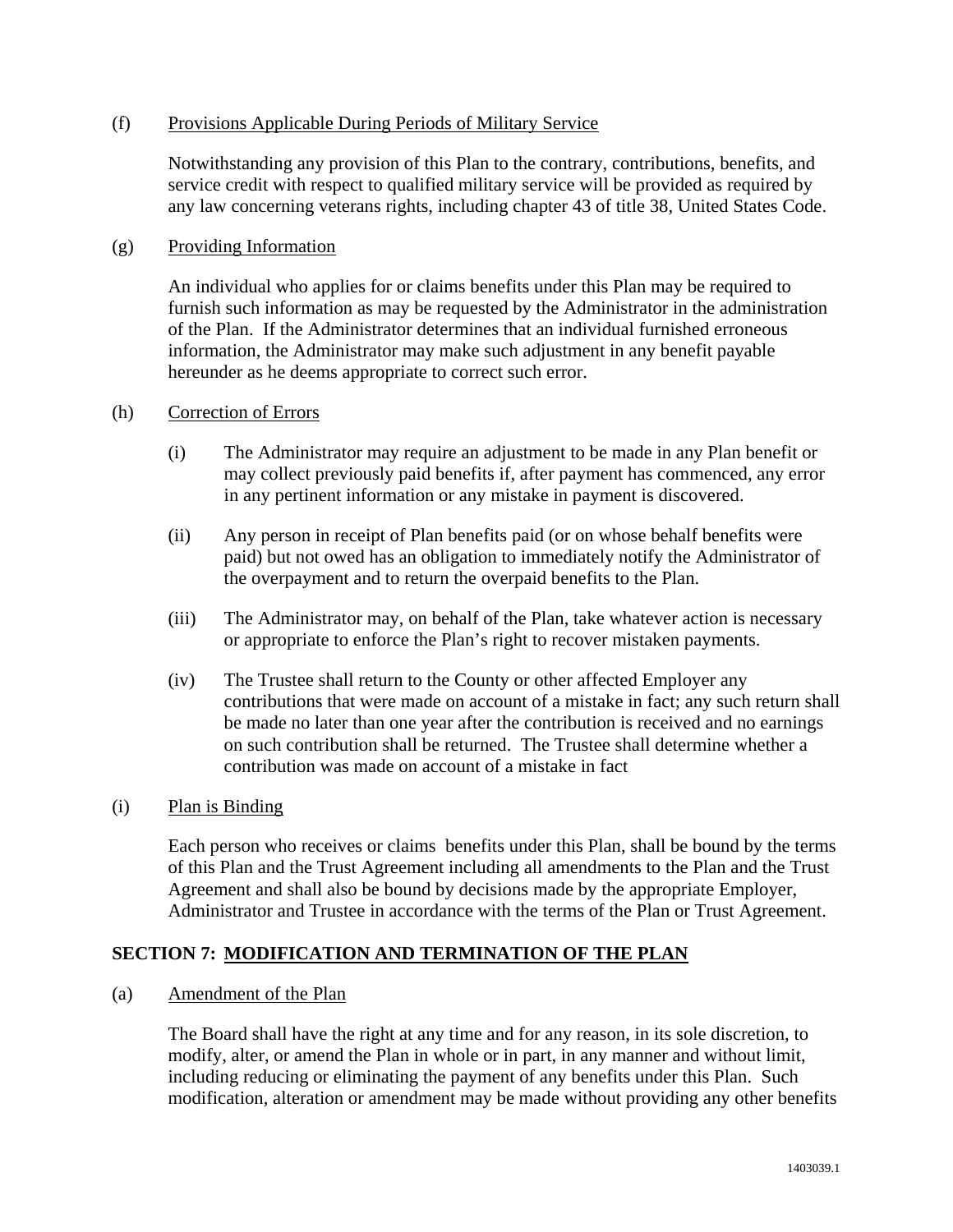(f) Provisions Applicable During Periods of Military Service

Notwithstanding any provision of this Plan to the contrary, contributions, benefits, and service credit with respect to qualified military service will be provided as required by any law concerning veterans rights, including chapter 43 of title 38, United States Code.

(g) Providing Information

An individual who applies for or claims benefits under this Plan may be required to furnish such information as may be requested by the Administrator in the administration of the Plan. If the Administrator determines that an individual furnished erroneous information, the Administrator may make such adjustment in any benefit payable hereunder as he deems appropriate to correct such error.

(h) Correction of Errors

(i) The Administrator may require an adjustment to be made in any Plan benefit or may collect previously paid benefits if, after payment has commenced, any error in any pertinent information or any mistake in payment is discovered.

(ii) Any person in receipt of Plan benefits paid (or on whose behalf benefits were paid) but not owed has an obligation to immediately notify the Administrator of the overpayment and to return the overpaid benefits to the Plan.

(iii) The Administrator may, on behalf of the Plan, take whatever action is necessary or appropriate to enforce the Plan's right to recover mistaken payments.

(iv) The Trustee shall return to the County or other affected Employer any contributions that were made on account of a mistake in fact; any such return shall be made no later than one year after the contribution is received and no earnings on such contribution shall be returned. The Trustee shall determine whether a contribution was made on account of a mistake in fact

(i) Plan is Binding

Each person who receives or claims benefits under this Plan, shall be bound by the terms of this Plan and the Trust Agreement including all amendments to the Plan and the Trust Agreement and shall also be bound by decisions made by the appropriate Employer, Administrator and Trustee in accordance with the terms of the Plan or Trust Agreement.

## SECTION 7: MODIFICATION AND TERMINATION OF THE PLAN

(a) Amendment of the Plan

The Board shall have the right at any time and for any reason, in its sole discretion, to modify, alter, or amend the Plan in whole or in part, in any manner and without limit, including reducing or eliminating the payment of any benefits under this Plan. Such modification, alteration or amendment may be made without providing any other benefits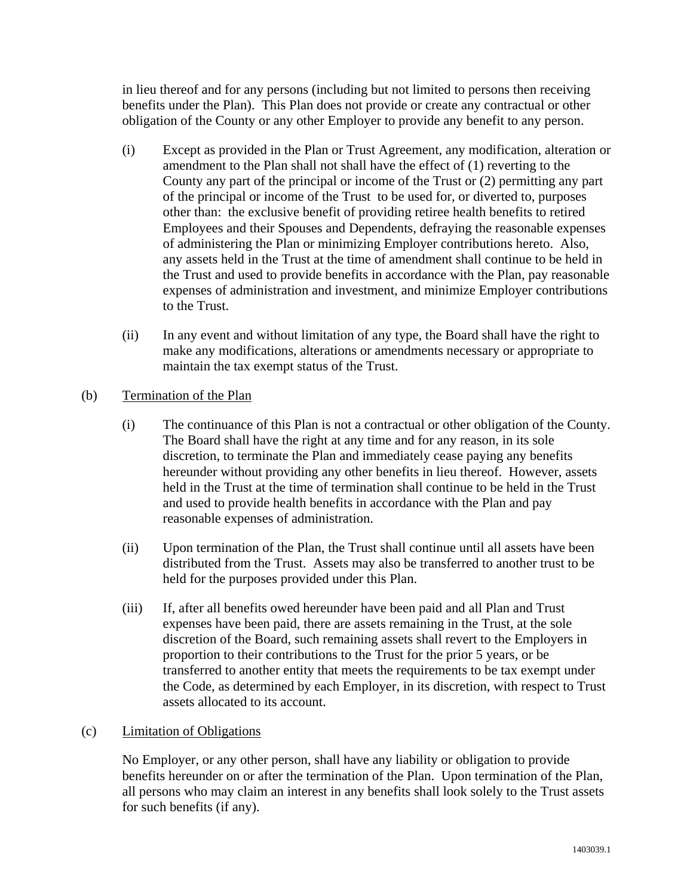in lieu thereof and for any persons (including but not limited to persons then receiving benefits under the Plan). This Plan does not provide or create any contractual or other obligation of the County or any other Employer to provide any benefit to any person.

(i) Except as provided in the Plan or Trust Agreement, any modification, alteration or amendment to the Plan shall not shall have the effect of (1) reverting to the County any part of the principal or income of the Trust or (2) permitting any part of the principal or income of the Trust to be used for, or diverted to, purposes other than: the exclusive benefit of providing retiree health benefits to retired Employees and their Spouses and Dependents, defraying the reasonable expenses of administering the Plan or minimizing Employer contributions hereto. Also, any assets held in the Trust at the time of amendment shall continue to be held in the Trust and used to provide benefits in accordance with the Plan, pay reasonable expenses of administration and investment, and minimize Employer contributions to the Trust.

(ii) In any event and without limitation of any type, the Board shall have the right to make any modifications, alterations or amendments necessary or appropriate to maintain the tax exempt status of the Trust.

(b) Termination of the Plan

(i) The continuance of this Plan is not a contractual or other obligation of the County. The Board shall have the right at any time and for any reason, in its sole discretion, to terminate the Plan and immediately cease paying any benefits hereunder without providing any other benefits in lieu thereof. However, assets held in the Trust at the time of termination shall continue to be held in the Trust and used to provide health benefits in accordance with the Plan and pay reasonable expenses of administration.

(ii) Upon termination of the Plan, the Trust shall continue until all assets have been distributed from the Trust. Assets may also be transferred to another trust to be held for the purposes provided under this Plan.

(iii) If, after all benefits owed hereunder have been paid and all Plan and Trust expenses have been paid, there are assets remaining in the Trust, at the sole discretion of the Board, such remaining assets shall revert to the Employers in proportion to their contributions to the Trust for the prior 5 years, or be transferred to another entity that meets the requirements to be tax exempt under the Code, as determined by each Employer, in its discretion, with respect to Trust assets allocated to its account.

(c) Limitation of Obligations

No Employer, or any other person, shall have any liability or obligation to provide benefits hereunder on or after the termination of the Plan. Upon termination of the Plan, all persons who may claim an interest in any benefits shall look solely to the Trust assets for such benefits (if any).

1403039.1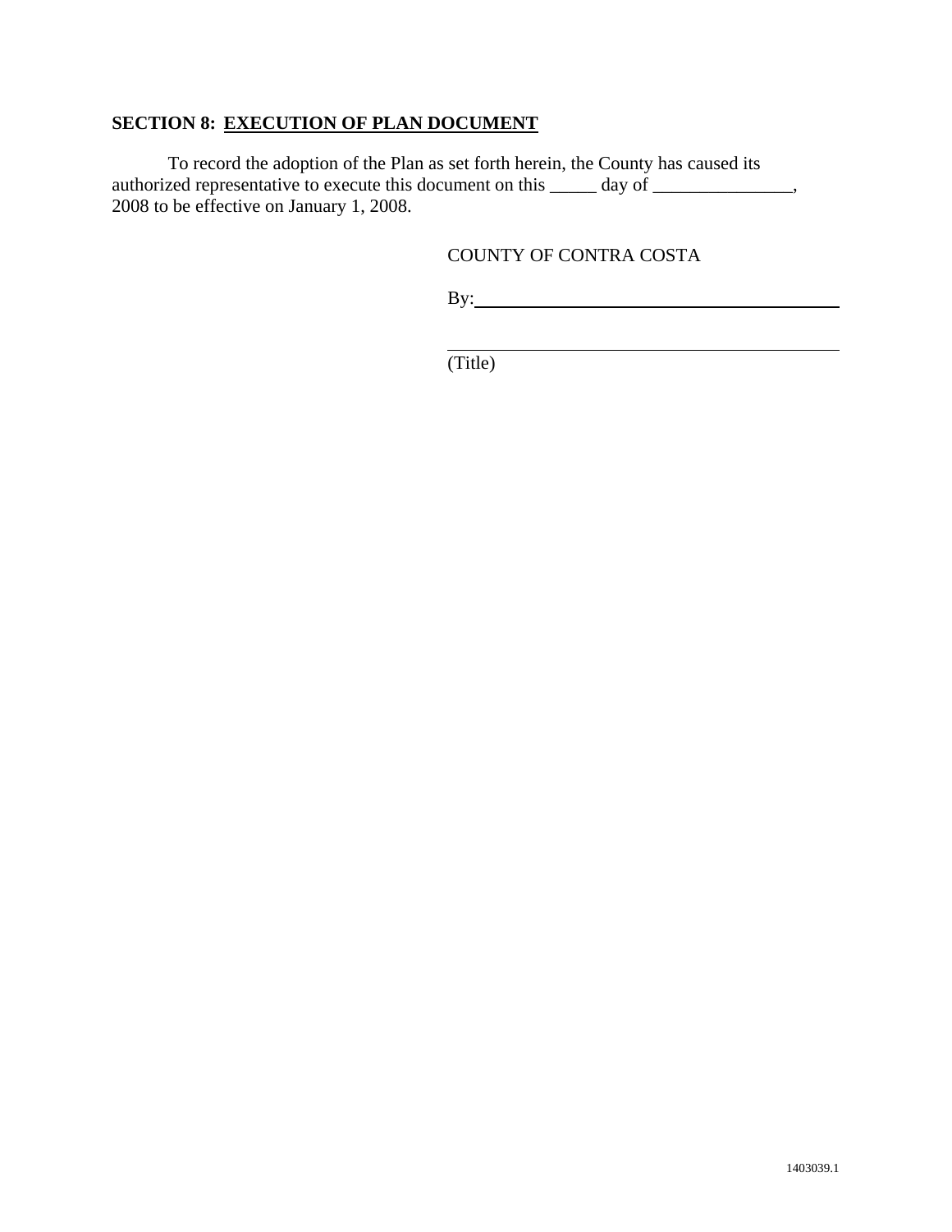**SECTION 8: EXECUTION OF PLAN DOCUMENT**

To record the adoption of the Plan as set forth herein, the County has caused its authorized representative to execute this document on this _____ day of _______________, 2008 to be effective on January 1, 2008.

COUNTY OF CONTRA COSTA

By:_________________________________________

_________________________________________
(Title)

1403039.1